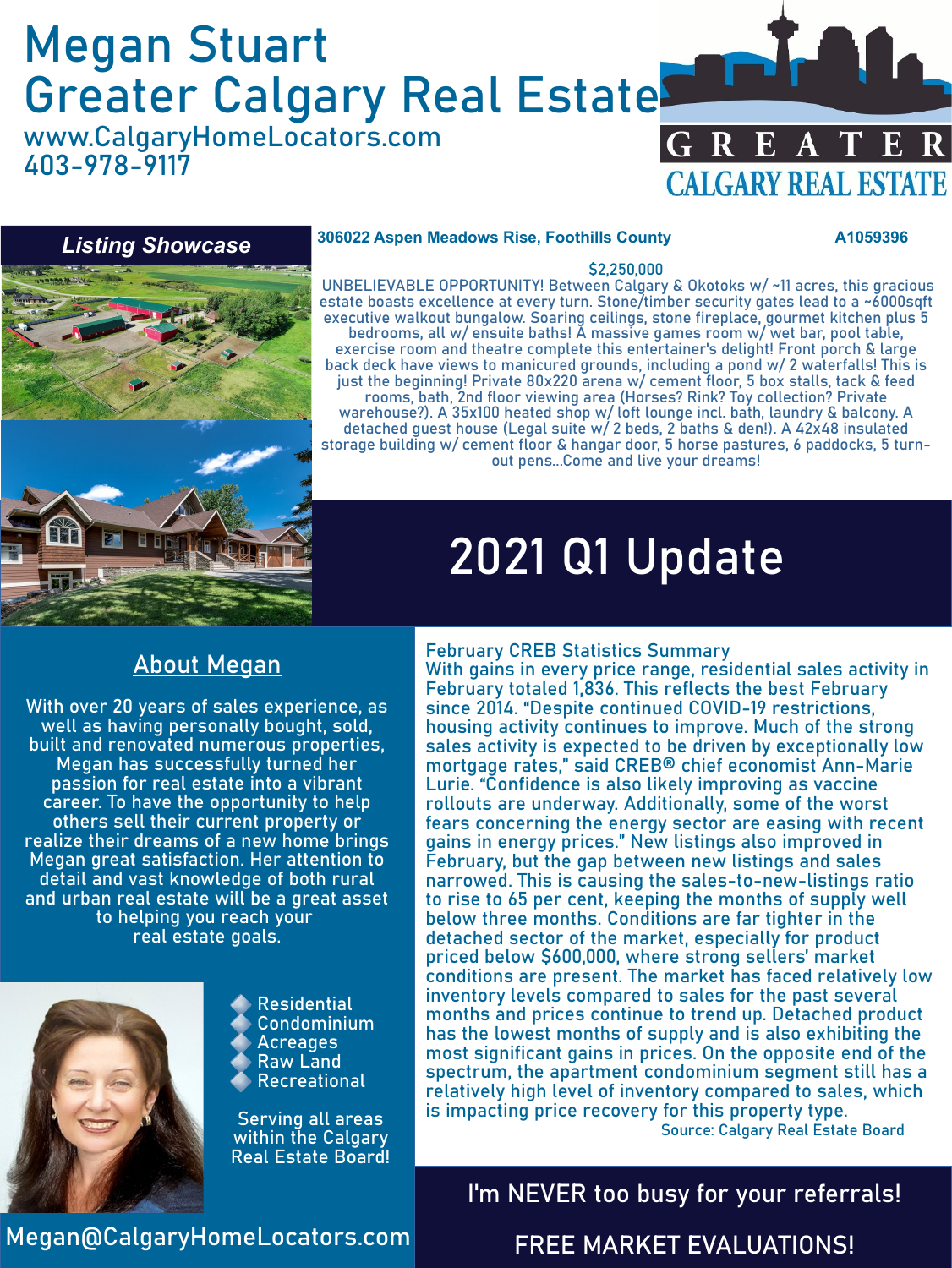# Megan Stuart
# Greater Calgary Real Estate

www.CalgaryHomeLocators.com
403-978-9117

GREATER CALGARY REAL ESTATE

## Listing Showcase

**306022 Aspen Meadows Rise, Foothills County** **A1059396**

$2,250,000

UNBELIEVABLE OPPORTUNITY! Between Calgary & Okotoks w/ ~11 acres, this gracious estate boasts excellence at every turn. Stone/timber security gates lead to a ~6000sqft executive walkout bungalow. Soaring ceilings, stone fireplace, gourmet kitchen plus 5 bedrooms, all w/ ensuite baths! A massive games room w/ wet bar, pool table, exercise room and theatre complete this entertainer's delight! Front porch & large back deck have views to manicured grounds, including a pond w/ 2 waterfalls! This is just the beginning! Private 80x220 arena w/ cement floor, 5 box stalls, tack & feed rooms, bath, 2nd floor viewing area (Horses? Rink? Toy collection? Private warehouse?). A 35x100 heated shop w/ loft lounge incl. bath, laundry & balcony. A detached guest house (Legal suite w/ 2 beds, 2 baths & den!). A 42x48 insulated storage building w/ cement floor & hangar door, 5 horse pastures, 6 paddocks, 5 turn-out pens...Come and live your dreams!

# 2021 Q1 Update

## About Megan

With over 20 years of sales experience, as well as having personally bought, sold, built and renovated numerous properties, Megan has successfully turned her passion for real estate into a vibrant career. To have the opportunity to help others sell their current property or realize their dreams of a new home brings Megan great satisfaction. Her attention to detail and vast knowledge of both rural and urban real estate will be a great asset to helping you reach your real estate goals.

- Residential
- Condominium
- Acreages
- Raw Land
- Recreational

Serving all areas within the Calgary Real Estate Board!

Megan@CalgaryHomeLocators.com

## February CREB Statistics Summary

With gains in every price range, residential sales activity in February totaled 1,836. This reflects the best February since 2014. "Despite continued COVID-19 restrictions, housing activity continues to improve. Much of the strong sales activity is expected to be driven by exceptionally low mortgage rates," said CREB® chief economist Ann-Marie Lurie. "Confidence is also likely improving as vaccine rollouts are underway. Additionally, some of the worst fears concerning the energy sector are easing with recent gains in energy prices." New listings also improved in February, but the gap between new listings and sales narrowed. This is causing the sales-to-new-listings ratio to rise to 65 per cent, keeping the months of supply well below three months. Conditions are far tighter in the detached sector of the market, especially for product priced below $600,000, where strong sellers' market conditions are present. The market has faced relatively low inventory levels compared to sales for the past several months and prices continue to trend up. Detached product has the lowest months of supply and is also exhibiting the most significant gains in prices. On the opposite end of the spectrum, the apartment condominium segment still has a relatively high level of inventory compared to sales, which is impacting price recovery for this property type.

Source: Calgary Real Estate Board

I'm NEVER too busy for your referrals!

FREE MARKET EVALUATIONS!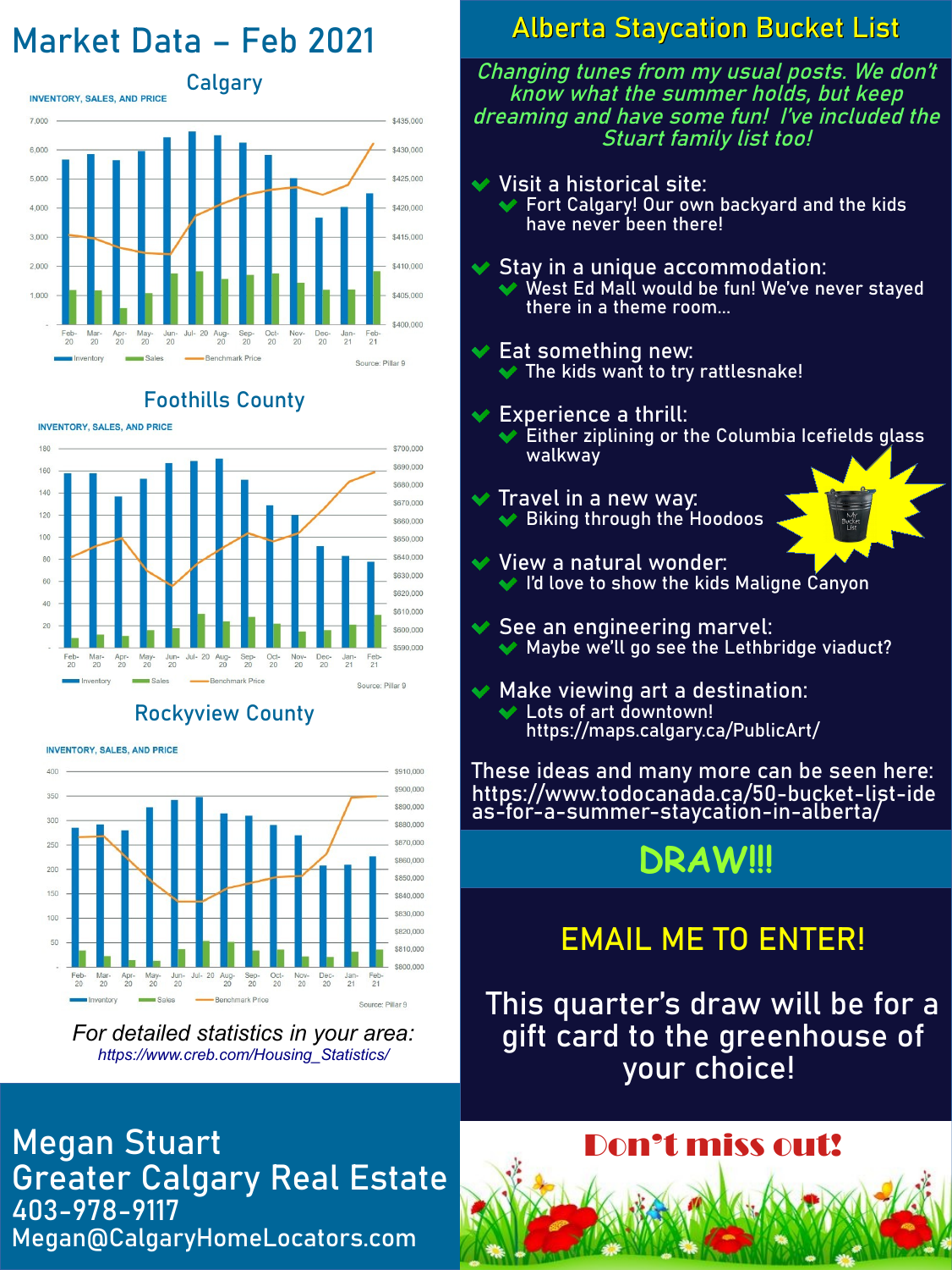# Market Data – Feb 2021

## Calgary

INVENTORY, SALES, AND PRICE

7,000
6,000
5,000
4,000
3,000
2,000
1,000
-

$435,000
$430,000
$425,000
$420,000
$415,000
$410,000
$405,000
$400,000

Feb-20 Mar-20 Apr-20 May-20 Jun-20 Jul-20 Aug-20 Sep-20 Oct-20 Nov-20 Dec-20 Jan-21 Feb-21

Inventory Sales Benchmark Price

Source: Pillar 9

## Foothills County

INVENTORY, SALES, AND PRICE

180
160
140
120
100
80
60
40
20
-

$700,000
$690,000
$680,000
$670,000
$660,000
$650,000
$640,000
$630,000
$620,000
$610,000
$600,000
$590,000

Feb-20 Mar-20 Apr-20 May-20 Jun-20 Jul-20 Aug-20 Sep-20 Oct-20 Nov-20 Dec-20 Jan-21 Feb-21

Inventory Sales Benchmark Price

Source: Pillar 9

## Rockyview County

INVENTORY, SALES, AND PRICE

400
350
300
250
200
150
100
50
-

$910,000
$900,000
$890,000
$880,000
$870,000
$860,000
$850,000
$840,000
$830,000
$820,000
$810,000
$800,000

Feb-20 Mar-20 Apr-20 May-20 Jun-20 Jul-20 Aug-20 Sep-20 Oct-20 Nov-20 Dec-20 Jan-21 Feb-21

Inventory Sales Benchmark Price

Source: Pillar 9

*For detailed statistics in your area:*
*https://www.creb.com/Housing_Statistics/*

# Alberta Staycation Bucket List

*Changing tunes from my usual posts. We don't know what the summer holds, but keep dreaming and have some fun! I've included the Stuart family list too!*

- Visit a historical site:
  - Fort Calgary! Our own backyard and the kids have never been there!
- Stay in a unique accommodation:
  - West Ed Mall would be fun! We've never stayed there in a theme room...
- Eat something new:
  - The kids want to try rattlesnake!
- Experience a thrill:
  - Either ziplining or the Columbia Icefields glass walkway
- Travel in a new way:
  - Biking through the Hoodoos
- View a natural wonder:
  - I'd love to show the kids Maligne Canyon
- See an engineering marvel:
  - Maybe we'll go see the Lethbridge viaduct?
- Make viewing art a destination:
  - Lots of art downtown! https://maps.calgary.ca/PublicArt/

These ideas and many more can be seen here: https://www.todocanada.ca/50-bucket-list-ideas-for-a-summer-staycation-in-alberta/

## DRAW!!!

### EMAIL ME TO ENTER!

This quarter's draw will be for a gift card to the greenhouse of your choice!

**Don't miss out!**

Megan Stuart
Greater Calgary Real Estate
403-978-9117
Megan@CalgaryHomeLocators.com